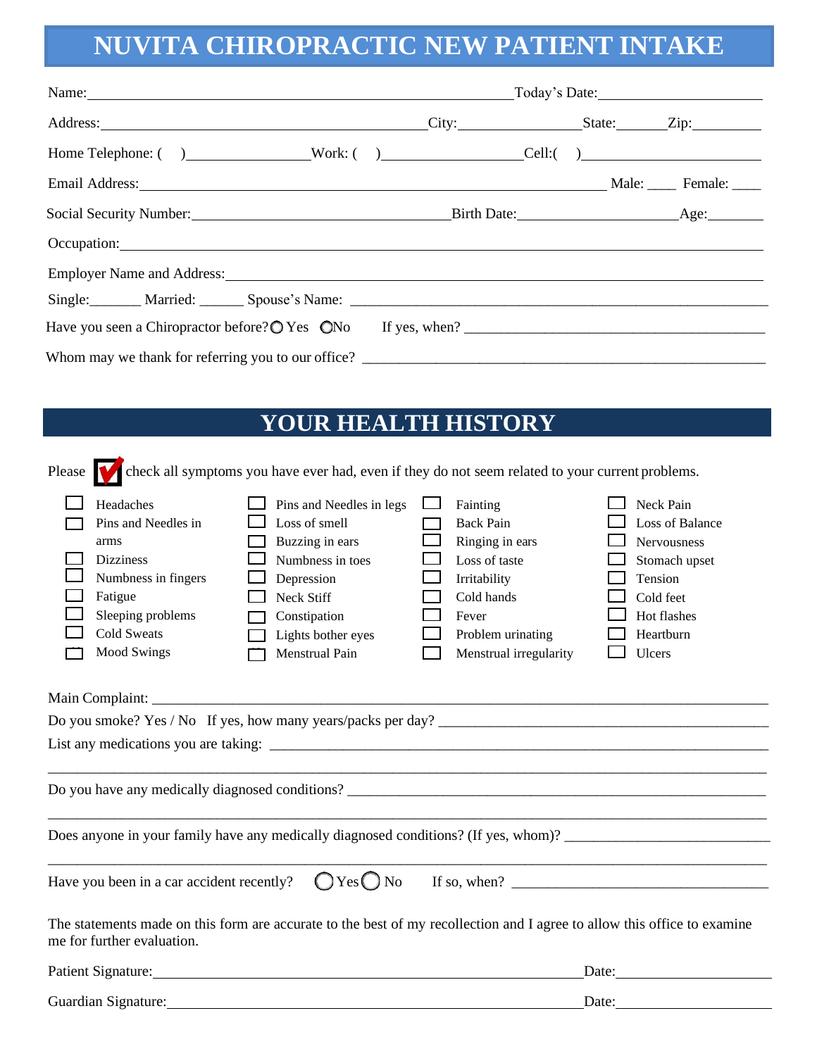# NUVITA CHIROPRACTIC NEW PATIENT INTAKE

Name:______________________________________________ Today's Date:____________________

Address:_____________________________________ City:______________ State:_______ Zip:_________

Home Telephone: ( )_______________ Work: ( )__________________ Cell:( )______________________

Email Address:___________________________________________________________ Male: ____ Female: ____

Social Security Number:_____________________________ Birth Date:____________________ Age:_______

Occupation:_____________________________________________________________________________

Employer Name and Address:_______________________________________________________________

Single:_______ Married: ______ Spouse's Name: _____________________________________________

Have you seen a Chiropractor before? ◯ Yes ◯ No  If yes, when? ________________________________

Whom may we thank for referring you to our office? ___________________________________________

## YOUR HEALTH HISTORY

Please ☑ check all symptoms you have ever had, even if they do not seem related to your current problems.

- ☐ Headaches
- ☐ Pins and Needles in arms
- ☐ Dizziness
- ☐ Numbness in fingers
- ☐ Fatigue
- ☐ Sleeping problems
- ☐ Cold Sweats
- ☐ Mood Swings
- ☐ Pins and Needles in legs
- ☐ Loss of smell
- ☐ Buzzing in ears
- ☐ Numbness in toes
- ☐ Depression
- ☐ Neck Stiff
- ☐ Constipation
- ☐ Lights bother eyes
- ☐ Menstrual Pain
- ☐ Fainting
- ☐ Back Pain
- ☐ Ringing in ears
- ☐ Loss of taste
- ☐ Irritability
- ☐ Cold hands
- ☐ Fever
- ☐ Problem urinating
- ☐ Menstrual irregularity
- ☐ Neck Pain
- ☐ Loss of Balance
- ☐ Nervousness
- ☐ Stomach upset
- ☐ Tension
- ☐ Cold feet
- ☐ Hot flashes
- ☐ Heartburn
- ☐ Ulcers

Main Complaint: ________________________________________________________________________

Do you smoke? Yes / No  If yes, how many years/packs per day? _____________________________________

List any medications you are taking: ______________________________________________________

_____________________________________________________________________________________

Do you have any medically diagnosed conditions? ____________________________________________

_____________________________________________________________________________________

Does anyone in your family have any medically diagnosed conditions? (If yes, whom)? _________________

_____________________________________________________________________________________

Have you been in a car accident recently? ◯ Yes ◯ No  If so, when? ____________________________

The statements made on this form are accurate to the best of my recollection and I agree to allow this office to examine me for further evaluation.

Patient Signature:_________________________________________________ Date:__________________

Guardian Signature:_______________________________________________ Date:__________________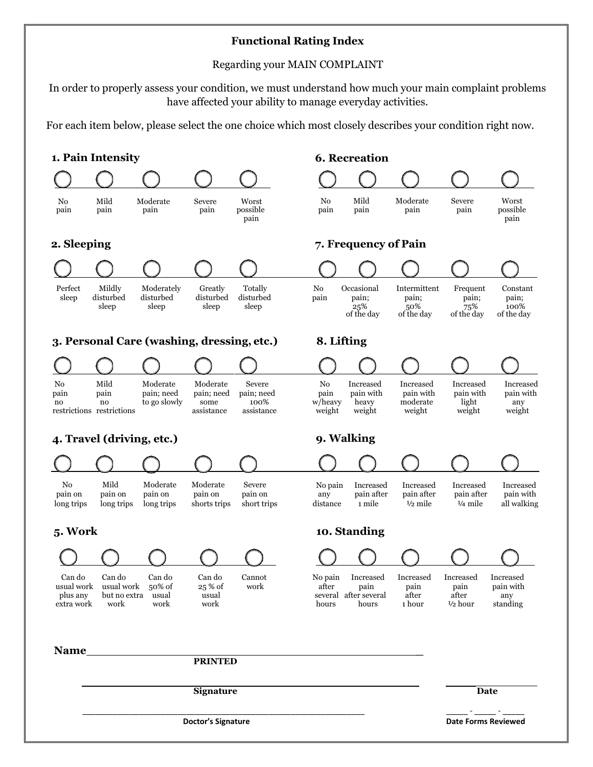# Functional Rating Index

Regarding your MAIN COMPLAINT

In order to properly assess your condition, we must understand how much your main complaint problems have affected your ability to manage everyday activities.

For each item below, please select the one choice which most closely describes your condition right now.

### 1. Pain Intensity

| ○ | ○ | ○ | ○ | ○ |
|---|---|---|---|---|
| No pain | Mild pain | Moderate pain | Severe pain | Worst possible pain |

### 2. Sleeping

| ○ | ○ | ○ | ○ | ○ |
|---|---|---|---|---|
| Perfect sleep | Mildly disturbed sleep | Moderately disturbed sleep | Greatly disturbed sleep | Totally disturbed sleep |

### 3. Personal Care (washing, dressing, etc.)

| ○ | ○ | ○ | ○ | ○ |
|---|---|---|---|---|
| No pain no restrictions | Mild pain no restrictions | Moderate pain; need to go slowly | Moderate pain; need some assistance | Severe pain; need 100% assistance |

### 4. Travel (driving, etc.)

| ○ | ○ | ○ | ○ | ○ |
|---|---|---|---|---|
| No pain on long trips | Mild pain on long trips | Moderate pain on long trips | Moderate pain on shorts trips | Severe pain on short trips |

### 5. Work

| ○ | ○ | ○ | ○ | ○ |
|---|---|---|---|---|
| Can do usual work plus any extra work | Can do usual work but no extra work | Can do 50% of usual work | Can do 25 % of usual work | Cannot work |

### 6. Recreation

| ○ | ○ | ○ | ○ | ○ |
|---|---|---|---|---|
| No pain | Mild pain | Moderate pain | Severe pain | Worst possible pain |

### 7. Frequency of Pain

| ○ | ○ | ○ | ○ | ○ |
|---|---|---|---|---|
| No pain | Occasional pain; 25% of the day | Intermittent pain; 50% of the day | Frequent pain; 75% of the day | Constant pain; 100% of the day |

### 8. Lifting

| ○ | ○ | ○ | ○ | ○ |
|---|---|---|---|---|
| No pain w/heavy weight | Increased pain with heavy weight | Increased pain with moderate weight | Increased pain with light weight | Increased pain with any weight |

### 9. Walking

| ○ | ○ | ○ | ○ | ○ |
|---|---|---|---|---|
| No pain any distance | Increased pain after 1 mile | Increased pain after ½ mile | Increased pain after ¼ mile | Increased pain with all walking |

### 10. Standing

| ○ | ○ | ○ | ○ | ○ |
|---|---|---|---|---|
| No pain after several hours | Increased pain after several hours | Increased pain after 1 hour | Increased pain after ½ hour | Increased pain with any standing |

**Name**\_\_\_\_\_\_\_\_\_\_\_\_\_\_\_\_\_\_\_\_\_\_\_\_\_\_\_\_\_\_\_\_\_\_\_\_\_\_\_\_\_\_\_\_
**PRINTED**

\_\_\_\_\_\_\_\_\_\_\_\_\_\_\_\_\_\_\_\_\_\_\_\_\_\_\_\_\_\_\_\_\_\_\_\_\_\_\_\_\_\_\_\_ \_\_\_\_\_\_\_\_\_\_\_\_
**Signature** **Date**

\_\_\_\_\_\_\_\_\_\_\_\_\_\_\_\_\_\_\_\_\_\_\_\_\_\_\_\_\_\_\_\_\_\_\_\_\_\_\_\_\_\_\_\_ \_\_\_\_ - \_\_\_\_ - \_\_\_\_
**Doctor's Signature** **Date Forms Reviewed**